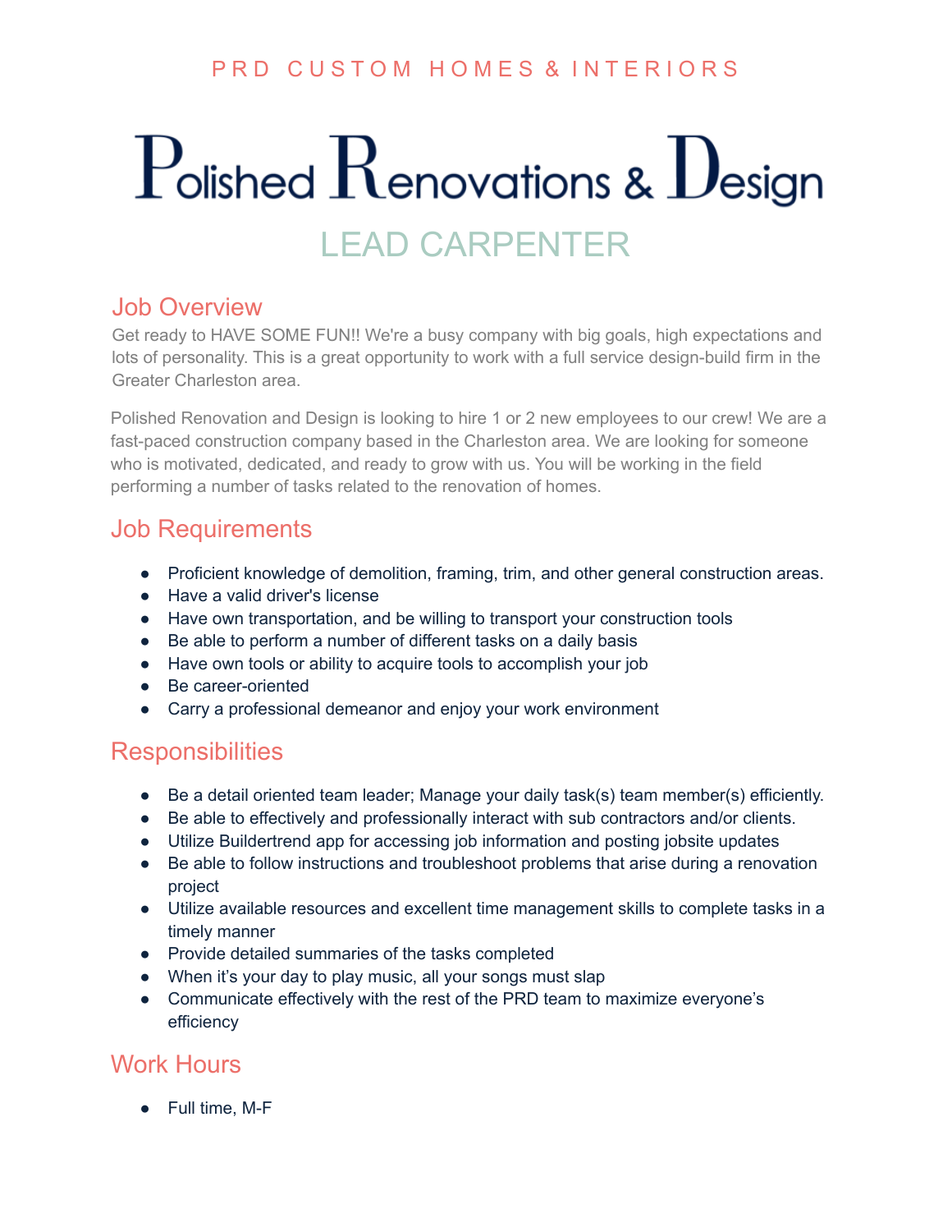PRD CUSTOM HOMES & INTERIORS

# Polished Renovations & Design

# LEAD CARPENTER

## Job Overview

Get ready to HAVE SOME FUN!! We're a busy company with big goals, high expectations and lots of personality. This is a great opportunity to work with a full service design-build firm in the Greater Charleston area.

Polished Renovation and Design is looking to hire 1 or 2 new employees to our crew! We are a fast-paced construction company based in the Charleston area. We are looking for someone who is motivated, dedicated, and ready to grow with us. You will be working in the field performing a number of tasks related to the renovation of homes.

## Job Requirements

- Proficient knowledge of demolition, framing, trim, and other general construction areas.
- Have a valid driver's license
- Have own transportation, and be willing to transport your construction tools
- Be able to perform a number of different tasks on a daily basis
- Have own tools or ability to acquire tools to accomplish your job
- Be career-oriented
- Carry a professional demeanor and enjoy your work environment

## Responsibilities

- Be a detail oriented team leader; Manage your daily task(s) team member(s) efficiently.
- Be able to effectively and professionally interact with sub contractors and/or clients.
- Utilize Buildertrend app for accessing job information and posting jobsite updates
- Be able to follow instructions and troubleshoot problems that arise during a renovation project
- Utilize available resources and excellent time management skills to complete tasks in a timely manner
- Provide detailed summaries of the tasks completed
- When it's your day to play music, all your songs must slap
- Communicate effectively with the rest of the PRD team to maximize everyone's efficiency

## Work Hours

- Full time, M-F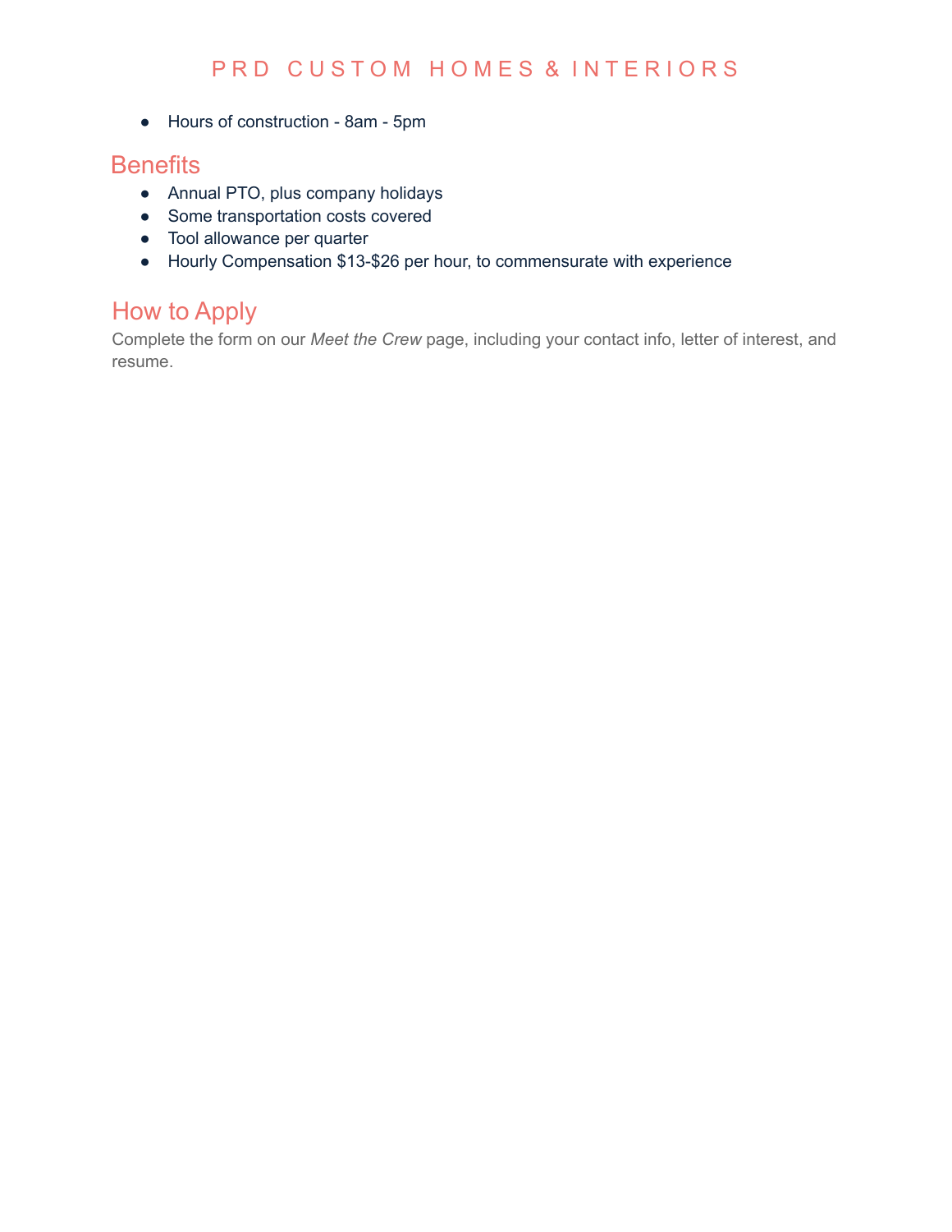- Hours of construction - 8am - 5pm

## Benefits

- Annual PTO, plus company holidays
- Some transportation costs covered
- Tool allowance per quarter
- Hourly Compensation $13-$26 per hour, to commensurate with experience

## How to Apply

Complete the form on our *Meet the Crew* page, including your contact info, letter of interest, and resume.